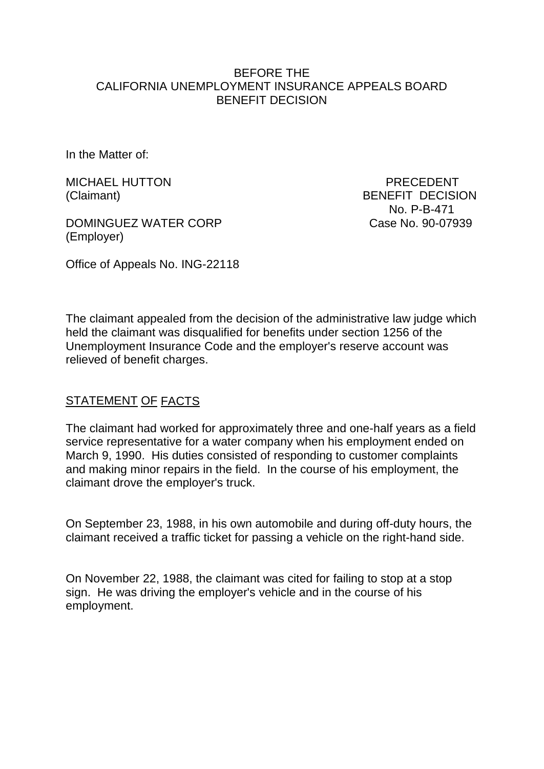BEFORE THE
CALIFORNIA UNEMPLOYMENT INSURANCE APPEALS BOARD
BENEFIT DECISION

In the Matter of:

MICHAEL HUTTON
(Claimant)

DOMINGUEZ WATER CORP
(Employer)

PRECEDENT
BENEFIT DECISION
No. P-B-471
Case No. 90-07939

Office of Appeals No. ING-22118

The claimant appealed from the decision of the administrative law judge which held the claimant was disqualified for benefits under section 1256 of the Unemployment Insurance Code and the employer's reserve account was relieved of benefit charges.

## STATEMENT OF FACTS

The claimant had worked for approximately three and one-half years as a field service representative for a water company when his employment ended on March 9, 1990. His duties consisted of responding to customer complaints and making minor repairs in the field. In the course of his employment, the claimant drove the employer's truck.

On September 23, 1988, in his own automobile and during off-duty hours, the claimant received a traffic ticket for passing a vehicle on the right-hand side.

On November 22, 1988, the claimant was cited for failing to stop at a stop sign. He was driving the employer's vehicle and in the course of his employment.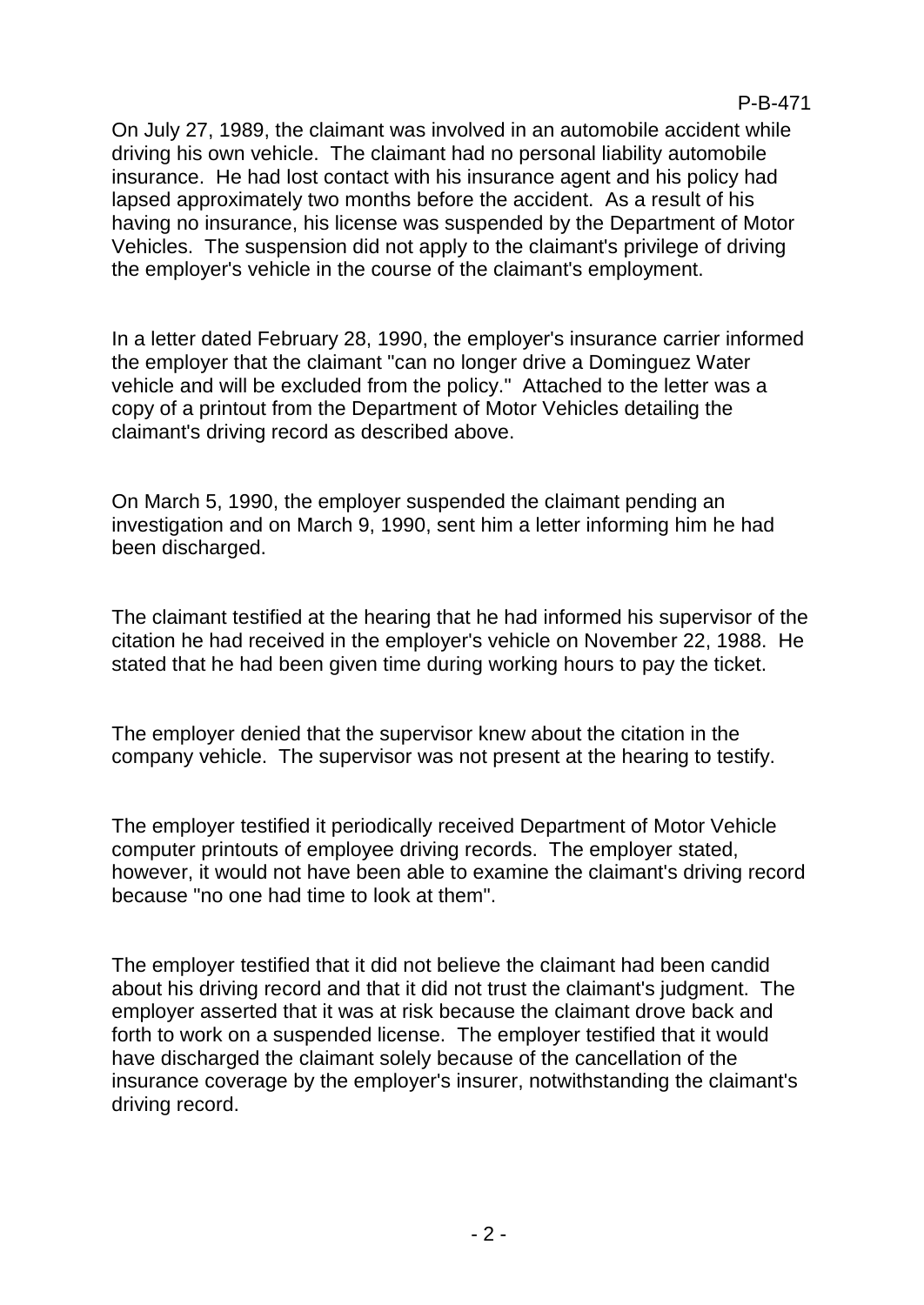On July 27, 1989, the claimant was involved in an automobile accident while driving his own vehicle. The claimant had no personal liability automobile insurance. He had lost contact with his insurance agent and his policy had lapsed approximately two months before the accident. As a result of his having no insurance, his license was suspended by the Department of Motor Vehicles. The suspension did not apply to the claimant's privilege of driving the employer's vehicle in the course of the claimant's employment.

In a letter dated February 28, 1990, the employer's insurance carrier informed the employer that the claimant "can no longer drive a Dominguez Water vehicle and will be excluded from the policy." Attached to the letter was a copy of a printout from the Department of Motor Vehicles detailing the claimant's driving record as described above.

On March 5, 1990, the employer suspended the claimant pending an investigation and on March 9, 1990, sent him a letter informing him he had been discharged.

The claimant testified at the hearing that he had informed his supervisor of the citation he had received in the employer's vehicle on November 22, 1988. He stated that he had been given time during working hours to pay the ticket.

The employer denied that the supervisor knew about the citation in the company vehicle. The supervisor was not present at the hearing to testify.

The employer testified it periodically received Department of Motor Vehicle computer printouts of employee driving records. The employer stated, however, it would not have been able to examine the claimant's driving record because "no one had time to look at them".

The employer testified that it did not believe the claimant had been candid about his driving record and that it did not trust the claimant's judgment. The employer asserted that it was at risk because the claimant drove back and forth to work on a suspended license. The employer testified that it would have discharged the claimant solely because of the cancellation of the insurance coverage by the employer's insurer, notwithstanding the claimant's driving record.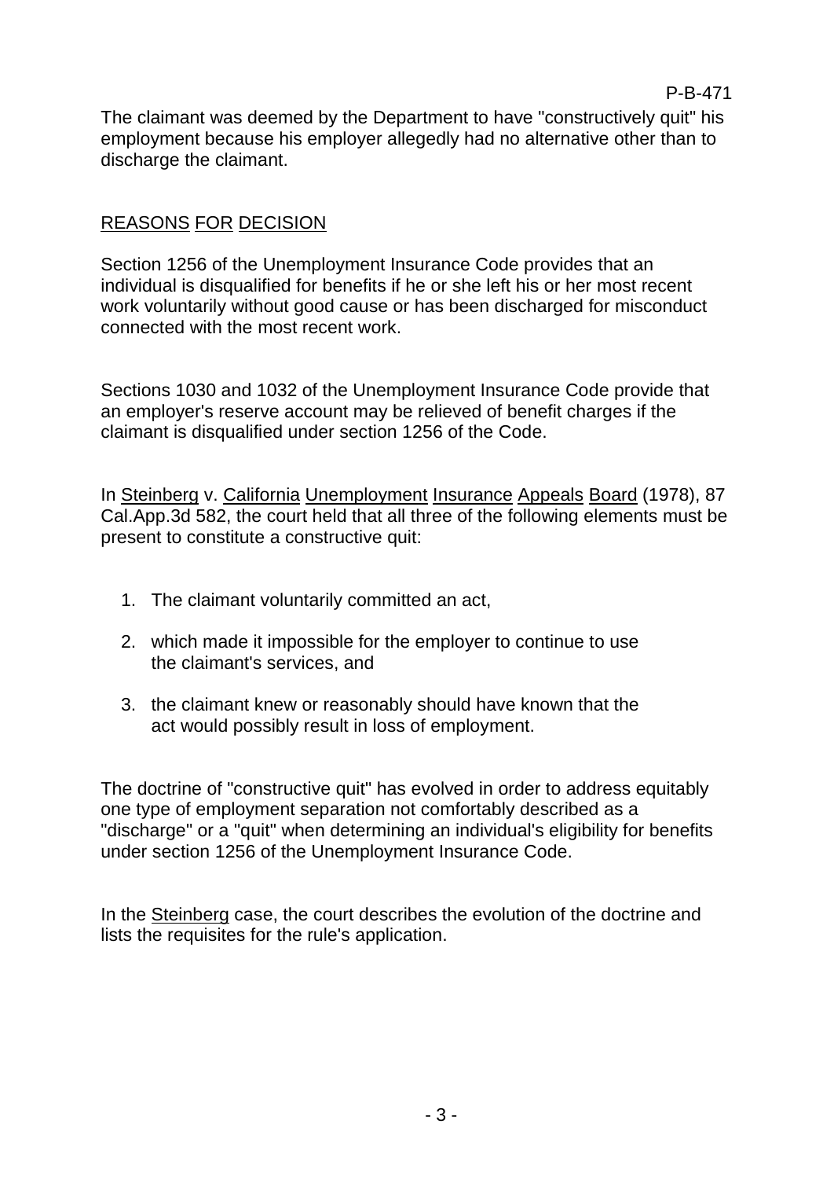The claimant was deemed by the Department to have "constructively quit" his employment because his employer allegedly had no alternative other than to discharge the claimant.

## REASONS FOR DECISION

Section 1256 of the Unemployment Insurance Code provides that an individual is disqualified for benefits if he or she left his or her most recent work voluntarily without good cause or has been discharged for misconduct connected with the most recent work.

Sections 1030 and 1032 of the Unemployment Insurance Code provide that an employer's reserve account may be relieved of benefit charges if the claimant is disqualified under section 1256 of the Code.

In Steinberg v. California Unemployment Insurance Appeals Board (1978), 87 Cal.App.3d 582, the court held that all three of the following elements must be present to constitute a constructive quit:

1. The claimant voluntarily committed an act,
2. which made it impossible for the employer to continue to use the claimant's services, and
3. the claimant knew or reasonably should have known that the act would possibly result in loss of employment.

The doctrine of "constructive quit" has evolved in order to address equitably one type of employment separation not comfortably described as a "discharge" or a "quit" when determining an individual's eligibility for benefits under section 1256 of the Unemployment Insurance Code.

In the Steinberg case, the court describes the evolution of the doctrine and lists the requisites for the rule's application.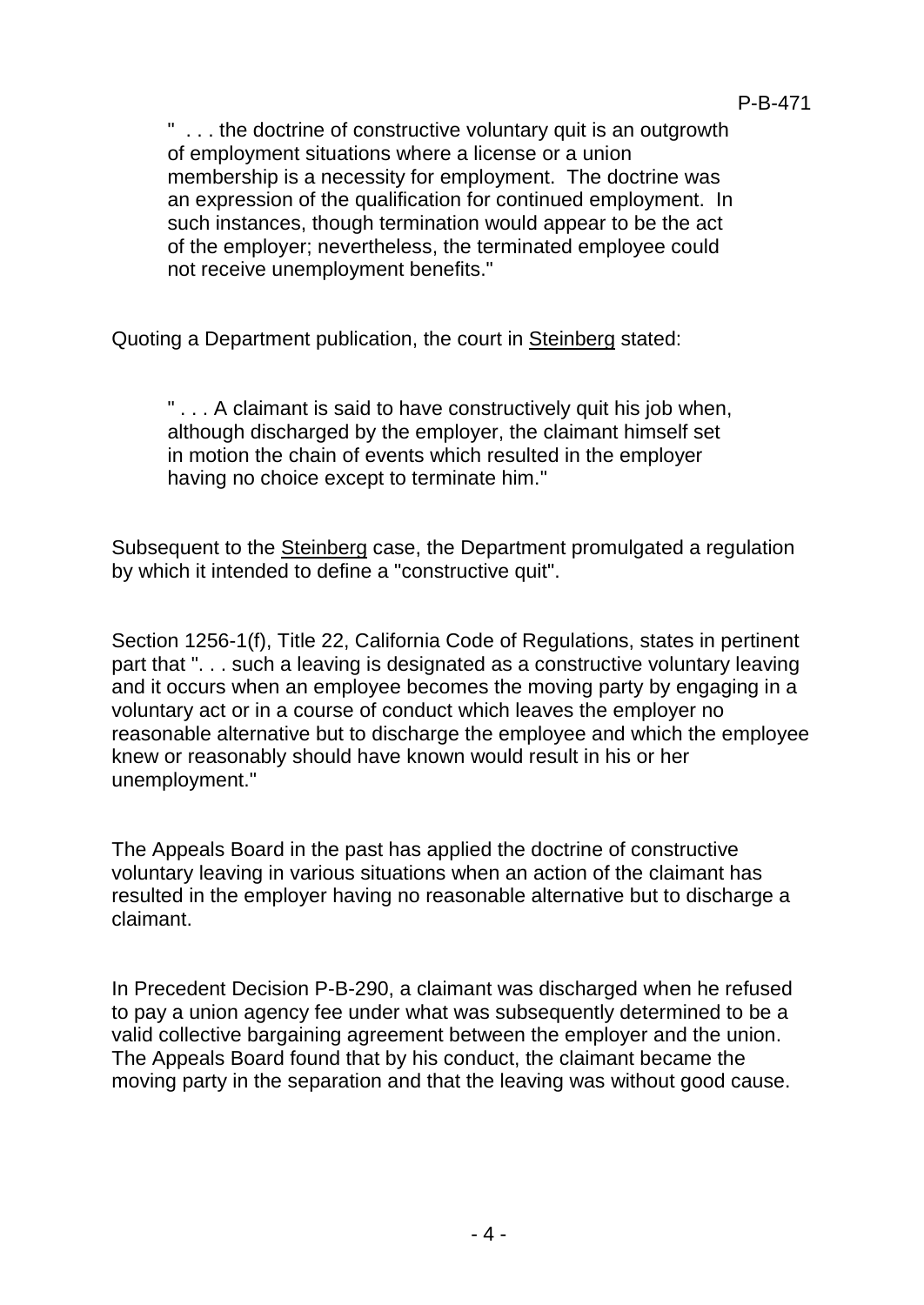> " . . . the doctrine of constructive voluntary quit is an outgrowth of employment situations where a license or a union membership is a necessity for employment. The doctrine was an expression of the qualification for continued employment. In such instances, though termination would appear to be the act of the employer; nevertheless, the terminated employee could not receive unemployment benefits."

Quoting a Department publication, the court in Steinberg stated:

> " . . . A claimant is said to have constructively quit his job when, although discharged by the employer, the claimant himself set in motion the chain of events which resulted in the employer having no choice except to terminate him."

Subsequent to the Steinberg case, the Department promulgated a regulation by which it intended to define a "constructive quit".

Section 1256-1(f), Title 22, California Code of Regulations, states in pertinent part that ". . . such a leaving is designated as a constructive voluntary leaving and it occurs when an employee becomes the moving party by engaging in a voluntary act or in a course of conduct which leaves the employer no reasonable alternative but to discharge the employee and which the employee knew or reasonably should have known would result in his or her unemployment."

The Appeals Board in the past has applied the doctrine of constructive voluntary leaving in various situations when an action of the claimant has resulted in the employer having no reasonable alternative but to discharge a claimant.

In Precedent Decision P-B-290, a claimant was discharged when he refused to pay a union agency fee under what was subsequently determined to be a valid collective bargaining agreement between the employer and the union. The Appeals Board found that by his conduct, the claimant became the moving party in the separation and that the leaving was without good cause.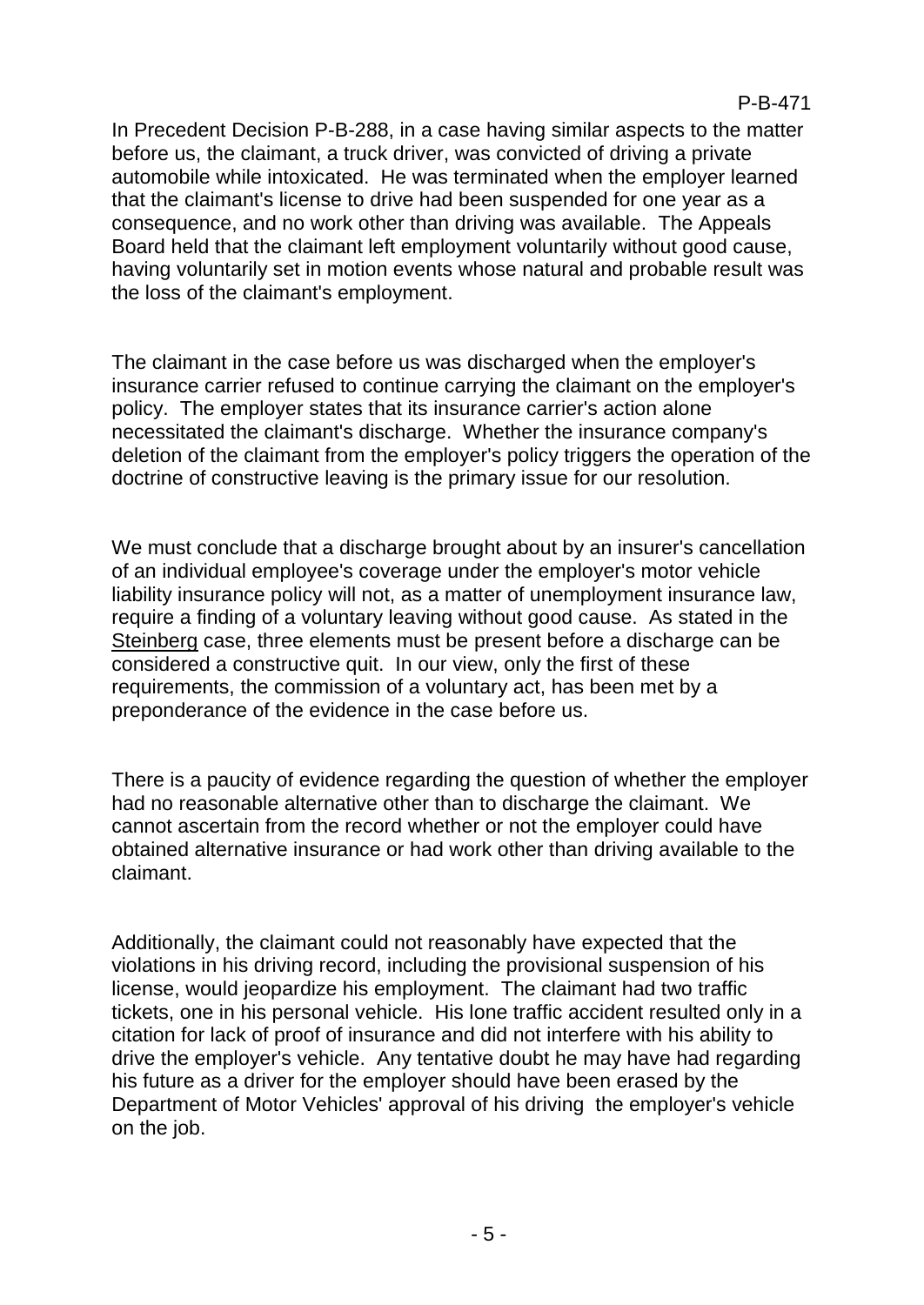In Precedent Decision P-B-288, in a case having similar aspects to the matter before us, the claimant, a truck driver, was convicted of driving a private automobile while intoxicated. He was terminated when the employer learned that the claimant's license to drive had been suspended for one year as a consequence, and no work other than driving was available. The Appeals Board held that the claimant left employment voluntarily without good cause, having voluntarily set in motion events whose natural and probable result was the loss of the claimant's employment.

The claimant in the case before us was discharged when the employer's insurance carrier refused to continue carrying the claimant on the employer's policy. The employer states that its insurance carrier's action alone necessitated the claimant's discharge. Whether the insurance company's deletion of the claimant from the employer's policy triggers the operation of the doctrine of constructive leaving is the primary issue for our resolution.

We must conclude that a discharge brought about by an insurer's cancellation of an individual employee's coverage under the employer's motor vehicle liability insurance policy will not, as a matter of unemployment insurance law, require a finding of a voluntary leaving without good cause. As stated in the Steinberg case, three elements must be present before a discharge can be considered a constructive quit. In our view, only the first of these requirements, the commission of a voluntary act, has been met by a preponderance of the evidence in the case before us.

There is a paucity of evidence regarding the question of whether the employer had no reasonable alternative other than to discharge the claimant. We cannot ascertain from the record whether or not the employer could have obtained alternative insurance or had work other than driving available to the claimant.

Additionally, the claimant could not reasonably have expected that the violations in his driving record, including the provisional suspension of his license, would jeopardize his employment. The claimant had two traffic tickets, one in his personal vehicle. His lone traffic accident resulted only in a citation for lack of proof of insurance and did not interfere with his ability to drive the employer's vehicle. Any tentative doubt he may have had regarding his future as a driver for the employer should have been erased by the Department of Motor Vehicles' approval of his driving the employer's vehicle on the job.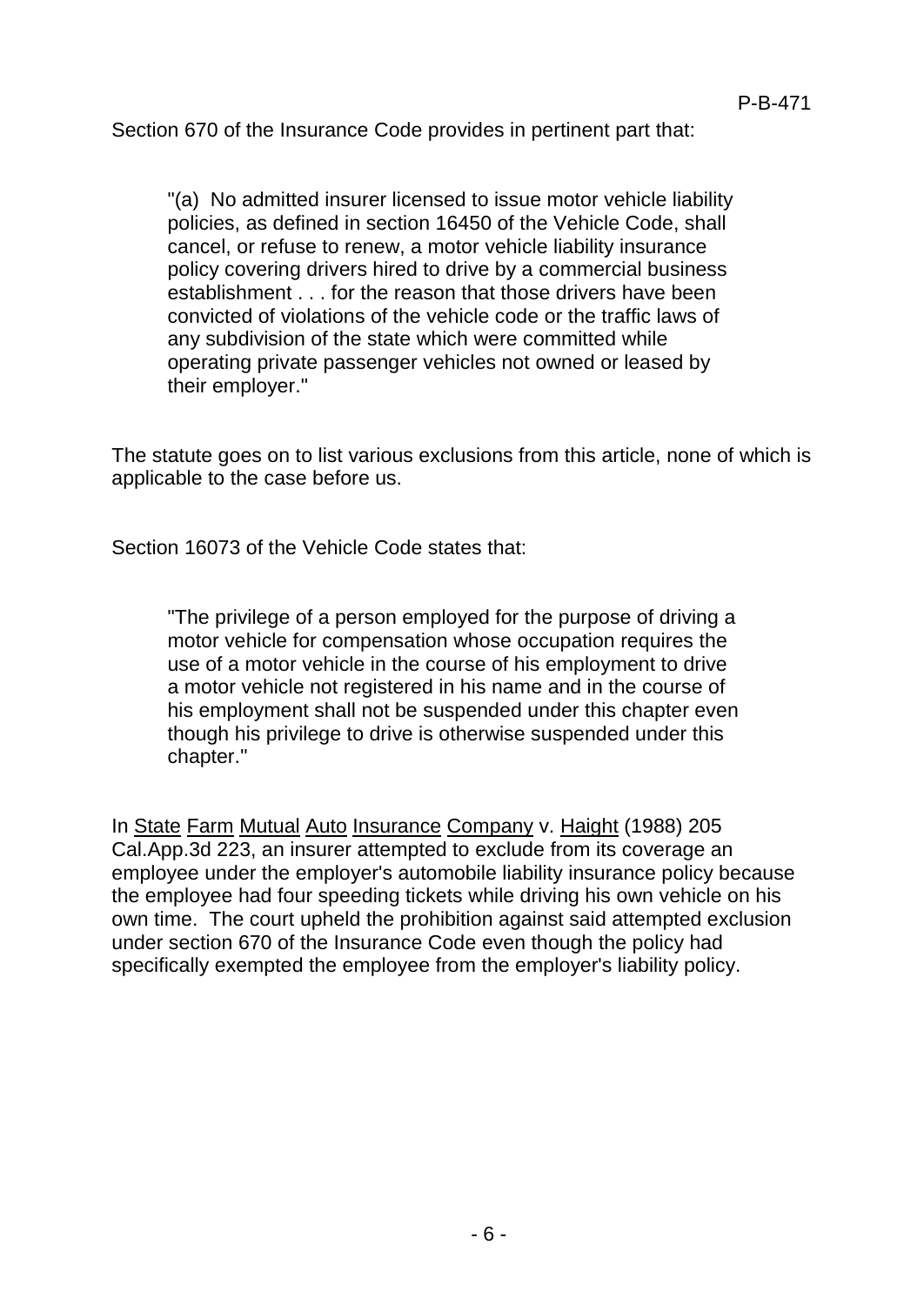Section 670 of the Insurance Code provides in pertinent part that:

> "(a) No admitted insurer licensed to issue motor vehicle liability policies, as defined in section 16450 of the Vehicle Code, shall cancel, or refuse to renew, a motor vehicle liability insurance policy covering drivers hired to drive by a commercial business establishment . . . for the reason that those drivers have been convicted of violations of the vehicle code or the traffic laws of any subdivision of the state which were committed while operating private passenger vehicles not owned or leased by their employer."

The statute goes on to list various exclusions from this article, none of which is applicable to the case before us.

Section 16073 of the Vehicle Code states that:

> "The privilege of a person employed for the purpose of driving a motor vehicle for compensation whose occupation requires the use of a motor vehicle in the course of his employment to drive a motor vehicle not registered in his name and in the course of his employment shall not be suspended under this chapter even though his privilege to drive is otherwise suspended under this chapter."

In State Farm Mutual Auto Insurance Company v. Haight (1988) 205 Cal.App.3d 223, an insurer attempted to exclude from its coverage an employee under the employer's automobile liability insurance policy because the employee had four speeding tickets while driving his own vehicle on his own time. The court upheld the prohibition against said attempted exclusion under section 670 of the Insurance Code even though the policy had specifically exempted the employee from the employer's liability policy.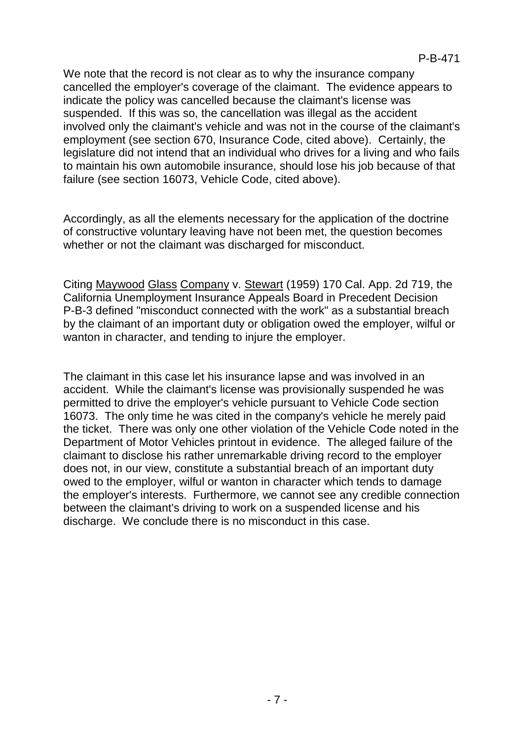We note that the record is not clear as to why the insurance company cancelled the employer's coverage of the claimant. The evidence appears to indicate the policy was cancelled because the claimant's license was suspended. If this was so, the cancellation was illegal as the accident involved only the claimant's vehicle and was not in the course of the claimant's employment (see section 670, Insurance Code, cited above). Certainly, the legislature did not intend that an individual who drives for a living and who fails to maintain his own automobile insurance, should lose his job because of that failure (see section 16073, Vehicle Code, cited above).

Accordingly, as all the elements necessary for the application of the doctrine of constructive voluntary leaving have not been met, the question becomes whether or not the claimant was discharged for misconduct.

Citing Maywood Glass Company v. Stewart (1959) 170 Cal. App. 2d 719, the California Unemployment Insurance Appeals Board in Precedent Decision P-B-3 defined "misconduct connected with the work" as a substantial breach by the claimant of an important duty or obligation owed the employer, wilful or wanton in character, and tending to injure the employer.

The claimant in this case let his insurance lapse and was involved in an accident. While the claimant's license was provisionally suspended he was permitted to drive the employer's vehicle pursuant to Vehicle Code section 16073. The only time he was cited in the company's vehicle he merely paid the ticket. There was only one other violation of the Vehicle Code noted in the Department of Motor Vehicles printout in evidence. The alleged failure of the claimant to disclose his rather unremarkable driving record to the employer does not, in our view, constitute a substantial breach of an important duty owed to the employer, wilful or wanton in character which tends to damage the employer's interests. Furthermore, we cannot see any credible connection between the claimant's driving to work on a suspended license and his discharge. We conclude there is no misconduct in this case.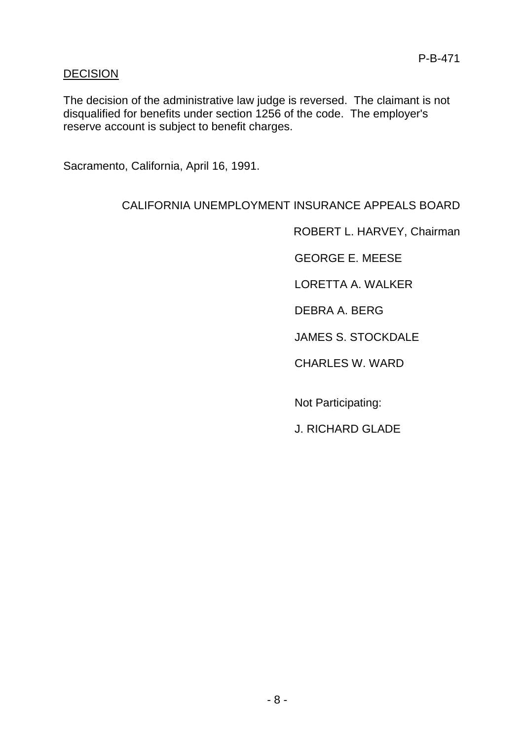P-B-471

## DECISION

The decision of the administrative law judge is reversed. The claimant is not disqualified for benefits under section 1256 of the code. The employer's reserve account is subject to benefit charges.

Sacramento, California, April 16, 1991.

CALIFORNIA UNEMPLOYMENT INSURANCE APPEALS BOARD

ROBERT L. HARVEY, Chairman

GEORGE E. MEESE

LORETTA A. WALKER

DEBRA A. BERG

JAMES S. STOCKDALE

CHARLES W. WARD

Not Participating:

J. RICHARD GLADE